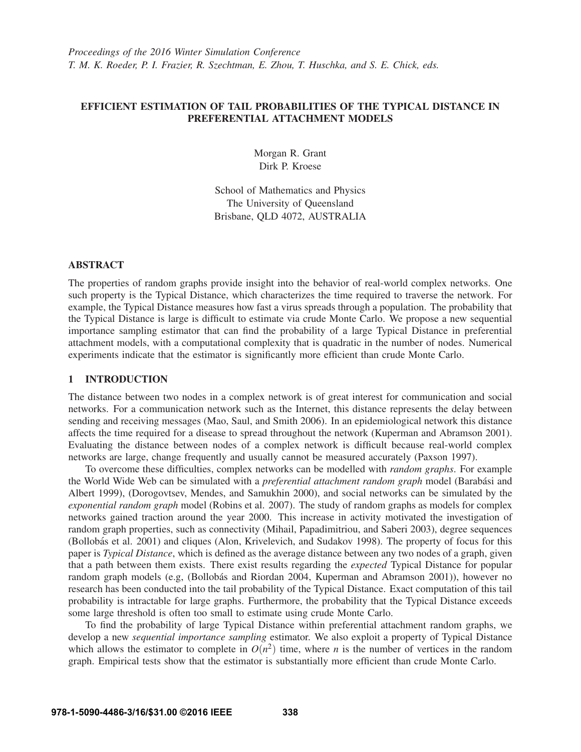*Proceedings of the 2016 Winter Simulation Conference*
*T. M. K. Roeder, P. I. Frazier, R. Szechtman, E. Zhou, T. Huschka, and S. E. Chick, eds.*

# EFFICIENT ESTIMATION OF TAIL PROBABILITIES OF THE TYPICAL DISTANCE IN PREFERENTIAL ATTACHMENT MODELS

Morgan R. Grant
Dirk P. Kroese

School of Mathematics and Physics
The University of Queensland
Brisbane, QLD 4072, AUSTRALIA

## ABSTRACT

The properties of random graphs provide insight into the behavior of real-world complex networks. One such property is the Typical Distance, which characterizes the time required to traverse the network. For example, the Typical Distance measures how fast a virus spreads through a population. The probability that the Typical Distance is large is difficult to estimate via crude Monte Carlo. We propose a new sequential importance sampling estimator that can find the probability of a large Typical Distance in preferential attachment models, with a computational complexity that is quadratic in the number of nodes. Numerical experiments indicate that the estimator is significantly more efficient than crude Monte Carlo.

## 1 INTRODUCTION

The distance between two nodes in a complex network is of great interest for communication and social networks. For a communication network such as the Internet, this distance represents the delay between sending and receiving messages (Mao, Saul, and Smith 2006). In an epidemiological network this distance affects the time required for a disease to spread throughout the network (Kuperman and Abramson 2001). Evaluating the distance between nodes of a complex network is difficult because real-world complex networks are large, change frequently and usually cannot be measured accurately (Paxson 1997).

To overcome these difficulties, complex networks can be modelled with *random graphs*. For example the World Wide Web can be simulated with a *preferential attachment random graph* model (Barabási and Albert 1999), (Dorogovtsev, Mendes, and Samukhin 2000), and social networks can be simulated by the *exponential random graph* model (Robins et al. 2007). The study of random graphs as models for complex networks gained traction around the year 2000. This increase in activity motivated the investigation of random graph properties, such as connectivity (Mihail, Papadimitriou, and Saberi 2003), degree sequences (Bollobás et al. 2001) and cliques (Alon, Krivelevich, and Sudakov 1998). The property of focus for this paper is *Typical Distance*, which is defined as the average distance between any two nodes of a graph, given that a path between them exists. There exist results regarding the *expected* Typical Distance for popular random graph models (e.g, (Bollobás and Riordan 2004, Kuperman and Abramson 2001)), however no research has been conducted into the tail probability of the Typical Distance. Exact computation of this tail probability is intractable for large graphs. Furthermore, the probability that the Typical Distance exceeds some large threshold is often too small to estimate using crude Monte Carlo.

To find the probability of large Typical Distance within preferential attachment random graphs, we develop a new *sequential importance sampling* estimator. We also exploit a property of Typical Distance which allows the estimator to complete in $O(n^2)$ time, where $n$ is the number of vertices in the random graph. Empirical tests show that the estimator is substantially more efficient than crude Monte Carlo.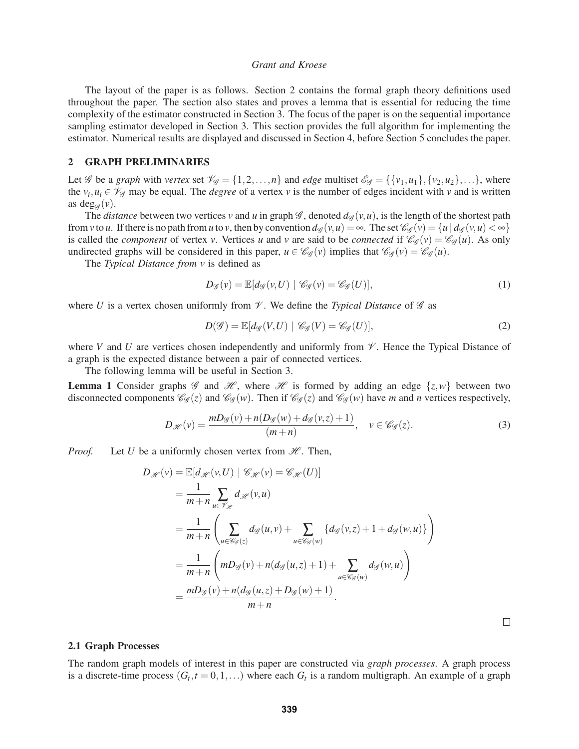The layout of the paper is as follows. Section 2 contains the formal graph theory definitions used throughout the paper. The section also states and proves a lemma that is essential for reducing the time complexity of the estimator constructed in Section 3. The focus of the paper is on the sequential importance sampling estimator developed in Section 3. This section provides the full algorithm for implementing the estimator. Numerical results are displayed and discussed in Section 4, before Section 5 concludes the paper.

## 2 GRAPH PRELIMINARIES

Let $\mathscr{G}$ be a *graph* with *vertex* set $\mathscr{V}_{\mathscr{G}} = \{1, 2, \ldots, n\}$ and *edge* multiset $\mathscr{E}_{\mathscr{G}} = \{\{v_1, u_1\}, \{v_2, u_2\}, \ldots\}$, where the $v_i, u_i \in \mathscr{V}_{\mathscr{G}}$ may be equal. The *degree* of a vertex $v$ is the number of edges incident with $v$ and is written as $\deg_{\mathscr{G}}(v)$.

The *distance* between two vertices $v$ and $u$ in graph $\mathscr{G}$, denoted $d_{\mathscr{G}}(v,u)$, is the length of the shortest path from $v$ to $u$. If there is no path from $u$ to $v$, then by convention $d_{\mathscr{G}}(v,u) = \infty$. The set $\mathscr{C}_{\mathscr{G}}(v) = \{u \mid d_{\mathscr{G}}(v,u) < \infty\}$ is called the *component* of vertex $v$. Vertices $u$ and $v$ are said to be *connected* if $\mathscr{C}_{\mathscr{G}}(v) = \mathscr{C}_{\mathscr{G}}(u)$. As only undirected graphs will be considered in this paper, $u \in \mathscr{C}_{\mathscr{G}}(v)$ implies that $\mathscr{C}_{\mathscr{G}}(v) = \mathscr{C}_{\mathscr{G}}(u)$.

The *Typical Distance from v* is defined as

$$D_{\mathscr{G}}(v) = \mathbb{E}[d_{\mathscr{G}}(v,U) \mid \mathscr{C}_{\mathscr{G}}(v) = \mathscr{C}_{\mathscr{G}}(U)], \tag{1}$$

where $U$ is a vertex chosen uniformly from $\mathscr{V}$. We define the *Typical Distance* of $\mathscr{G}$ as

$$D(\mathscr{G}) = \mathbb{E}[d_{\mathscr{G}}(V,U) \mid \mathscr{C}_{\mathscr{G}}(V) = \mathscr{C}_{\mathscr{G}}(U)], \tag{2}$$

where $V$ and $U$ are vertices chosen independently and uniformly from $\mathscr{V}$. Hence the Typical Distance of a graph is the expected distance between a pair of connected vertices.

The following lemma will be useful in Section 3.

**Lemma 1** Consider graphs $\mathscr{G}$ and $\mathscr{H}$, where $\mathscr{H}$ is formed by adding an edge $\{z, w\}$ between two disconnected components $\mathscr{C}_{\mathscr{G}}(z)$ and $\mathscr{C}_{\mathscr{G}}(w)$. Then if $\mathscr{C}_{\mathscr{G}}(z)$ and $\mathscr{C}_{\mathscr{G}}(w)$ have $m$ and $n$ vertices respectively,

$$D_{\mathscr{H}}(v) = \frac{mD_{\mathscr{G}}(v) + n(D_{\mathscr{G}}(w) + d_{\mathscr{G}}(v,z) + 1)}{(m+n)}, \quad v \in \mathscr{C}_{\mathscr{G}}(z). \tag{3}$$

*Proof.* Let $U$ be a uniformly chosen vertex from $\mathscr{H}$. Then,

$$\begin{aligned}
D_{\mathscr{H}}(v) &= \mathbb{E}[d_{\mathscr{H}}(v,U) \mid \mathscr{C}_{\mathscr{H}}(v) = \mathscr{C}_{\mathscr{H}}(U)] \\
&= \frac{1}{m+n} \sum_{u \in \mathscr{V}_{\mathscr{H}}} d_{\mathscr{H}}(v,u) \\
&= \frac{1}{m+n} \left( \sum_{u \in \mathscr{C}_{\mathscr{G}}(z)} d_{\mathscr{G}}(u,v) + \sum_{u \in \mathscr{C}_{\mathscr{G}}(w)} \{d_{\mathscr{G}}(v,z) + 1 + d_{\mathscr{G}}(w,u)\} \right) \\
&= \frac{1}{m+n} \left( mD_{\mathscr{G}}(v) + n(d_{\mathscr{G}}(u,z) + 1) + \sum_{u \in \mathscr{C}_{\mathscr{G}}(w)} d_{\mathscr{G}}(w,u) \right) \\
&= \frac{mD_{\mathscr{G}}(v) + n(d_{\mathscr{G}}(u,z) + D_{\mathscr{G}}(w) + 1)}{m+n}.
\end{aligned}$$

□

### 2.1 Graph Processes

The random graph models of interest in this paper are constructed via *graph processes*. A graph process is a discrete-time process $(G_t, t = 0, 1, \ldots)$ where each $G_t$ is a random multigraph. An example of a graph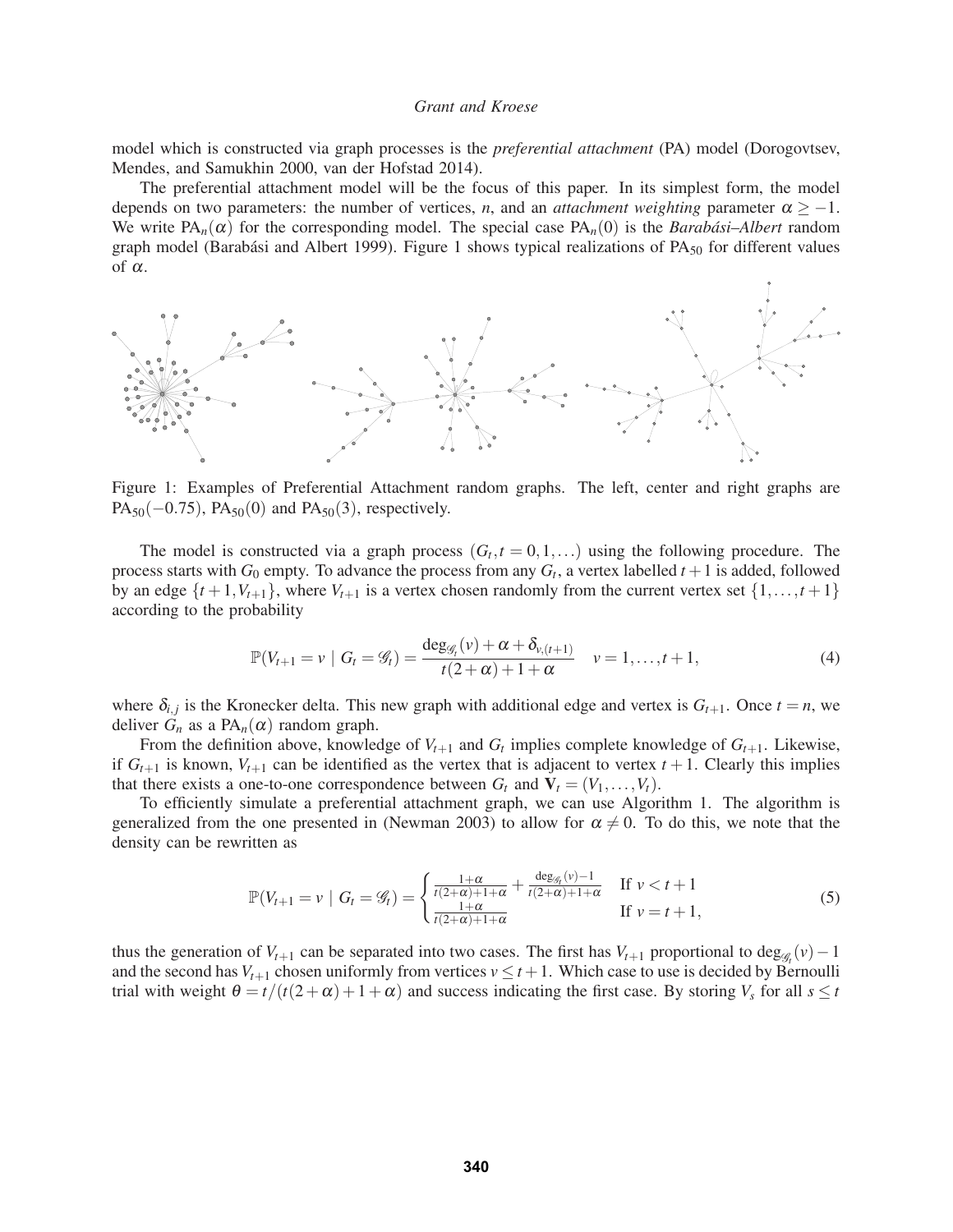model which is constructed via graph processes is the *preferential attachment* (PA) model (Dorogovtsev, Mendes, and Samukhin 2000, van der Hofstad 2014).

The preferential attachment model will be the focus of this paper. In its simplest form, the model depends on two parameters: the number of vertices, $n$, and an *attachment weighting* parameter $\alpha \geq -1$. We write $\mathrm{PA}_n(\alpha)$ for the corresponding model. The special case $\mathrm{PA}_n(0)$ is the *Barabási–Albert* random graph model (Barabási and Albert 1999). Figure 1 shows typical realizations of $\mathrm{PA}_{50}$ for different values of $\alpha$.

Figure 1: Examples of Preferential Attachment random graphs. The left, center and right graphs are $\mathrm{PA}_{50}(-0.75)$, $\mathrm{PA}_{50}(0)$ and $\mathrm{PA}_{50}(3)$, respectively.

The model is constructed via a graph process $(G_t, t = 0, 1, \ldots)$ using the following procedure. The process starts with $G_0$ empty. To advance the process from any $G_t$, a vertex labelled $t+1$ is added, followed by an edge $\{t+1, V_{t+1}\}$, where $V_{t+1}$ is a vertex chosen randomly from the current vertex set $\{1, \ldots, t+1\}$ according to the probability

$$\mathbb{P}(V_{t+1} = v \mid G_t = \mathscr{G}_t) = \frac{\deg_{\mathscr{G}_t}(v) + \alpha + \delta_{v,(t+1)}}{t(2+\alpha) + 1 + \alpha} \quad v = 1, \ldots, t+1, \tag{4}$$

where $\delta_{i,j}$ is the Kronecker delta. This new graph with additional edge and vertex is $G_{t+1}$. Once $t = n$, we deliver $G_n$ as a $\mathrm{PA}_n(\alpha)$ random graph.

From the definition above, knowledge of $V_{t+1}$ and $G_t$ implies complete knowledge of $G_{t+1}$. Likewise, if $G_{t+1}$ is known, $V_{t+1}$ can be identified as the vertex that is adjacent to vertex $t+1$. Clearly this implies that there exists a one-to-one correspondence between $G_t$ and $\mathbf{V}_t = (V_1, \ldots, V_t)$.

To efficiently simulate a preferential attachment graph, we can use Algorithm 1. The algorithm is generalized from the one presented in (Newman 2003) to allow for $\alpha \neq 0$. To do this, we note that the density can be rewritten as

$$\mathbb{P}(V_{t+1} = v \mid G_t = \mathscr{G}_t) = \begin{cases} \frac{1+\alpha}{t(2+\alpha)+1+\alpha} + \frac{\deg_{\mathscr{G}_t}(v) - 1}{t(2+\alpha)+1+\alpha} & \text{If } v < t+1 \\ \frac{1+\alpha}{t(2+\alpha)+1+\alpha} & \text{If } v = t+1, \end{cases} \tag{5}$$

thus the generation of $V_{t+1}$ can be separated into two cases. The first has $V_{t+1}$ proportional to $\deg_{\mathscr{G}_t}(v) - 1$ and the second has $V_{t+1}$ chosen uniformly from vertices $v \leq t+1$. Which case to use is decided by Bernoulli trial with weight $\theta = t/(t(2+\alpha)+1+\alpha)$ and success indicating the first case. By storing $V_s$ for all $s \leq t$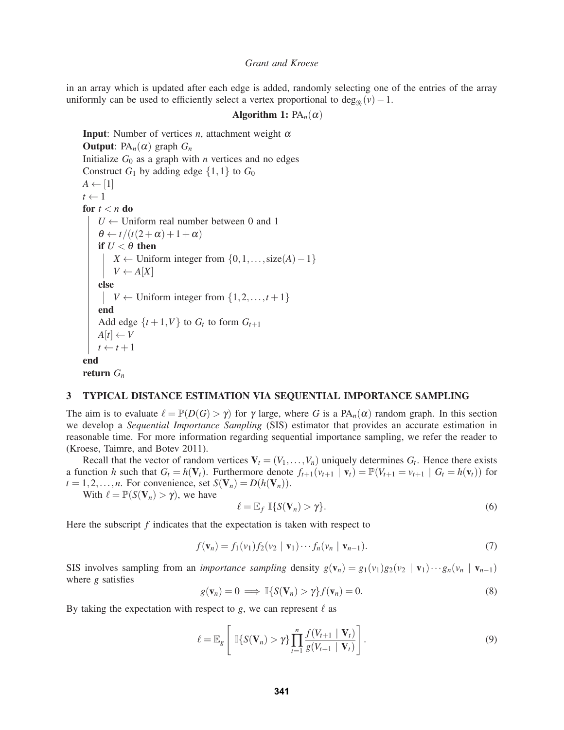in an array which is updated after each edge is added, randomly selecting one of the entries of the array uniformly can be used to efficiently select a vertex proportional to $\deg_{\mathcal{G}_t}(v) - 1$.

**Algorithm 1:** $\text{PA}_n(\alpha)$

```
Input: Number of vertices n, attachment weight α
Output: PA_n(α) graph G_n
Initialize G_0 as a graph with n vertices and no edges
Construct G_1 by adding edge {1,1} to G_0
A ← [1]
t ← 1
for t < n do
    U ← Uniform real number between 0 and 1
    θ ← t/(t(2+α)+1+α)
    if U < θ then
        X ← Uniform integer from {0,1,...,size(A)−1}
        V ← A[X]
    else
        V ← Uniform integer from {1,2,...,t+1}
    end
    Add edge {t+1,V} to G_t to form G_{t+1}
    A[t] ← V
    t ← t+1
end
return G_n
```

## 3 TYPICAL DISTANCE ESTIMATION VIA SEQUENTIAL IMPORTANCE SAMPLING

The aim is to evaluate $\ell = \mathbb{P}(D(G) > \gamma)$ for $\gamma$ large, where $G$ is a $\text{PA}_n(\alpha)$ random graph. In this section we develop a *Sequential Importance Sampling* (SIS) estimator that provides an accurate estimation in reasonable time. For more information regarding sequential importance sampling, we refer the reader to (Kroese, Taimre, and Botev 2011).

Recall that the vector of random vertices $\mathbf{V}_t = (V_1, \ldots, V_n)$ uniquely determines $G_t$. Hence there exists a function $h$ such that $G_t = h(\mathbf{V}_t)$. Furthermore denote $f_{t+1}(v_{t+1} \mid \mathbf{v}_t) = \mathbb{P}(V_{t+1} = v_{t+1} \mid G_t = h(\mathbf{v}_t))$ for $t = 1, 2, \ldots, n$. For convenience, set $S(\mathbf{V}_n) = D(h(\mathbf{V}_n))$.

With $\ell = \mathbb{P}(S(\mathbf{V}_n) > \gamma)$, we have

$$\ell = \mathbb{E}_f \; \mathbb{I}\{S(\mathbf{V}_n) > \gamma\}. \tag{6}$$

Here the subscript $f$ indicates that the expectation is taken with respect to

$$f(\mathbf{v}_n) = f_1(v_1) f_2(v_2 \mid \mathbf{v}_1) \cdots f_n(v_n \mid \mathbf{v}_{n-1}). \tag{7}$$

SIS involves sampling from an *importance sampling* density $g(\mathbf{v}_n) = g_1(v_1) g_2(v_2 \mid \mathbf{v}_1) \cdots g_n(v_n \mid \mathbf{v}_{n-1})$ where $g$ satisfies

$$g(\mathbf{v}_n) = 0 \implies \mathbb{I}\{S(\mathbf{V}_n) > \gamma\} f(\mathbf{v}_n) = 0. \tag{8}$$

By taking the expectation with respect to $g$, we can represent $\ell$ as

$$\ell = \mathbb{E}_g \left[ \; \mathbb{I}\{S(\mathbf{V}_n) > \gamma\} \prod_{t=1}^{n} \frac{f(V_{t+1} \mid \mathbf{V}_t)}{g(V_{t+1} \mid \mathbf{V}_t)} \right]. \tag{9}$$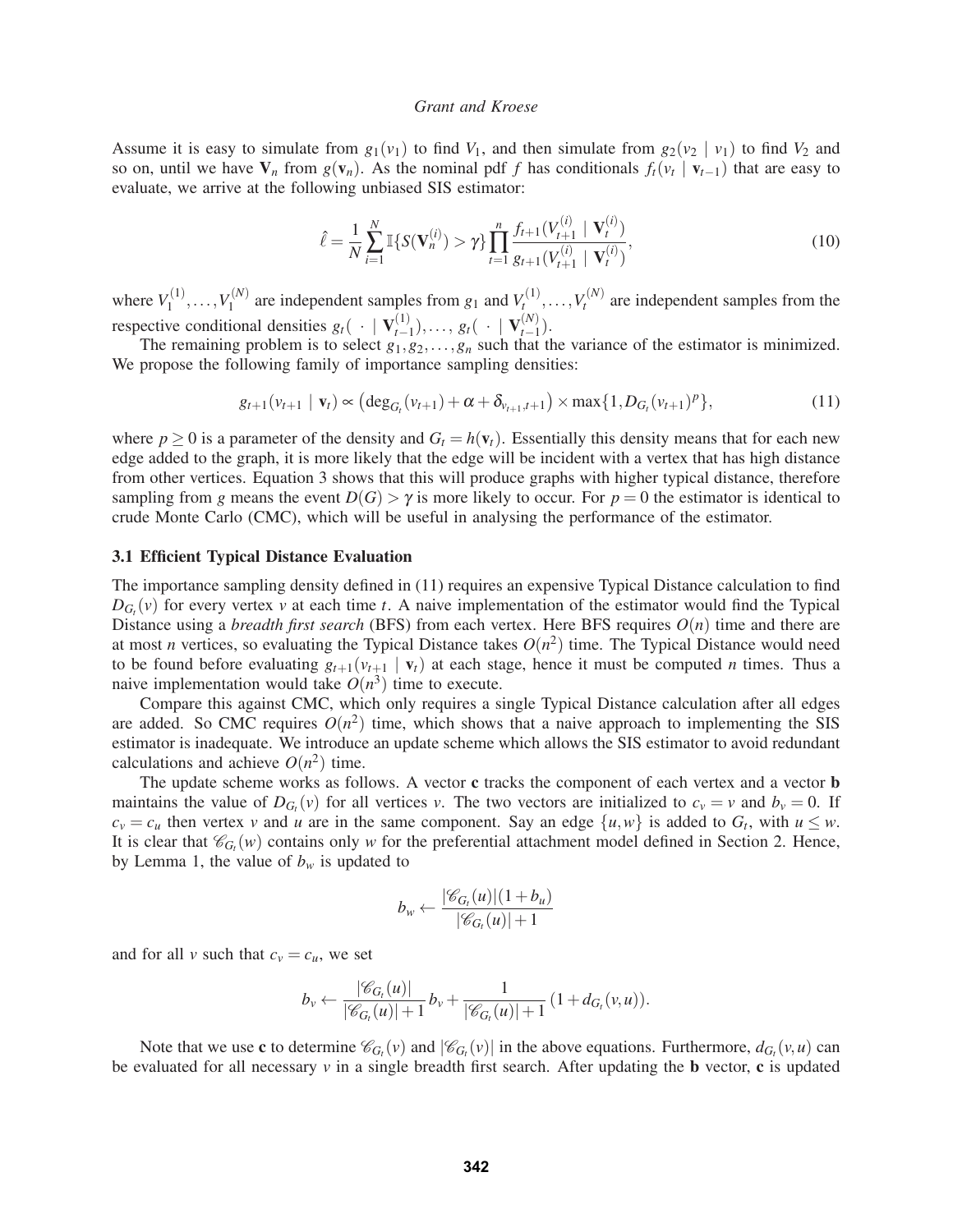Assume it is easy to simulate from $g_1(v_1)$ to find $V_1$, and then simulate from $g_2(v_2 \mid v_1)$ to find $V_2$ and so on, until we have $\mathbf{V}_n$ from $g(\mathbf{v}_n)$. As the nominal pdf $f$ has conditionals $f_t(v_t \mid \mathbf{v}_{t-1})$ that are easy to evaluate, we arrive at the following unbiased SIS estimator:

$$\hat{\ell} = \frac{1}{N} \sum_{i=1}^{N} \mathbb{I}\{S(\mathbf{V}_n^{(i)}) > \gamma\} \prod_{t=1}^{n} \frac{f_{t+1}(V_{t+1}^{(i)} \mid \mathbf{V}_t^{(i)})}{g_{t+1}(V_{t+1}^{(i)} \mid \mathbf{V}_t^{(i)})}, \tag{10}$$

where $V_1^{(1)}, \ldots, V_1^{(N)}$ are independent samples from $g_1$ and $V_t^{(1)}, \ldots, V_t^{(N)}$ are independent samples from the respective conditional densities $g_t(\,\cdot \mid \mathbf{V}_{t-1}^{(1)}), \ldots, g_t(\,\cdot \mid \mathbf{V}_{t-1}^{(N)})$.

The remaining problem is to select $g_1, g_2, \ldots, g_n$ such that the variance of the estimator is minimized. We propose the following family of importance sampling densities:

$$g_{t+1}(v_{t+1} \mid \mathbf{v}_t) \propto \left(\deg_{G_t}(v_{t+1}) + \alpha + \delta_{v_{t+1},t+1}\right) \times \max\{1, D_{G_t}(v_{t+1})^p\}, \tag{11}$$

where $p \geq 0$ is a parameter of the density and $G_t = h(\mathbf{v}_t)$. Essentially this density means that for each new edge added to the graph, it is more likely that the edge will be incident with a vertex that has high distance from other vertices. Equation 3 shows that this will produce graphs with higher typical distance, therefore sampling from $g$ means the event $D(G) > \gamma$ is more likely to occur. For $p = 0$ the estimator is identical to crude Monte Carlo (CMC), which will be useful in analysing the performance of the estimator.

### 3.1 Efficient Typical Distance Evaluation

The importance sampling density defined in (11) requires an expensive Typical Distance calculation to find $D_{G_t}(v)$ for every vertex $v$ at each time $t$. A naive implementation of the estimator would find the Typical Distance using a *breadth first search* (BFS) from each vertex. Here BFS requires $O(n)$ time and there are at most $n$ vertices, so evaluating the Typical Distance takes $O(n^2)$ time. The Typical Distance would need to be found before evaluating $g_{t+1}(v_{t+1} \mid \mathbf{v}_t)$ at each stage, hence it must be computed $n$ times. Thus a naive implementation would take $O(n^3)$ time to execute.

Compare this against CMC, which only requires a single Typical Distance calculation after all edges are added. So CMC requires $O(n^2)$ time, which shows that a naive approach to implementing the SIS estimator is inadequate. We introduce an update scheme which allows the SIS estimator to avoid redundant calculations and achieve $O(n^2)$ time.

The update scheme works as follows. A vector $\mathbf{c}$ tracks the component of each vertex and a vector $\mathbf{b}$ maintains the value of $D_{G_t}(v)$ for all vertices $v$. The two vectors are initialized to $c_v = v$ and $b_v = 0$. If $c_v = c_u$ then vertex $v$ and $u$ are in the same component. Say an edge $\{u, w\}$ is added to $G_t$, with $u \leq w$. It is clear that $\mathscr{C}_{G_t}(w)$ contains only $w$ for the preferential attachment model defined in Section 2. Hence, by Lemma 1, the value of $b_w$ is updated to

$$b_w \leftarrow \frac{|\mathscr{C}_{G_t}(u)|(1 + b_u)}{|\mathscr{C}_{G_t}(u)| + 1}$$

and for all $v$ such that $c_v = c_u$, we set

$$b_v \leftarrow \frac{|\mathscr{C}_{G_t}(u)|}{|\mathscr{C}_{G_t}(u)| + 1} b_v + \frac{1}{|\mathscr{C}_{G_t}(u)| + 1} (1 + d_{G_t}(v, u)).$$

Note that we use $\mathbf{c}$ to determine $\mathscr{C}_{G_t}(v)$ and $|\mathscr{C}_{G_t}(v)|$ in the above equations. Furthermore, $d_{G_t}(v, u)$ can be evaluated for all necessary $v$ in a single breadth first search. After updating the $\mathbf{b}$ vector, $\mathbf{c}$ is updated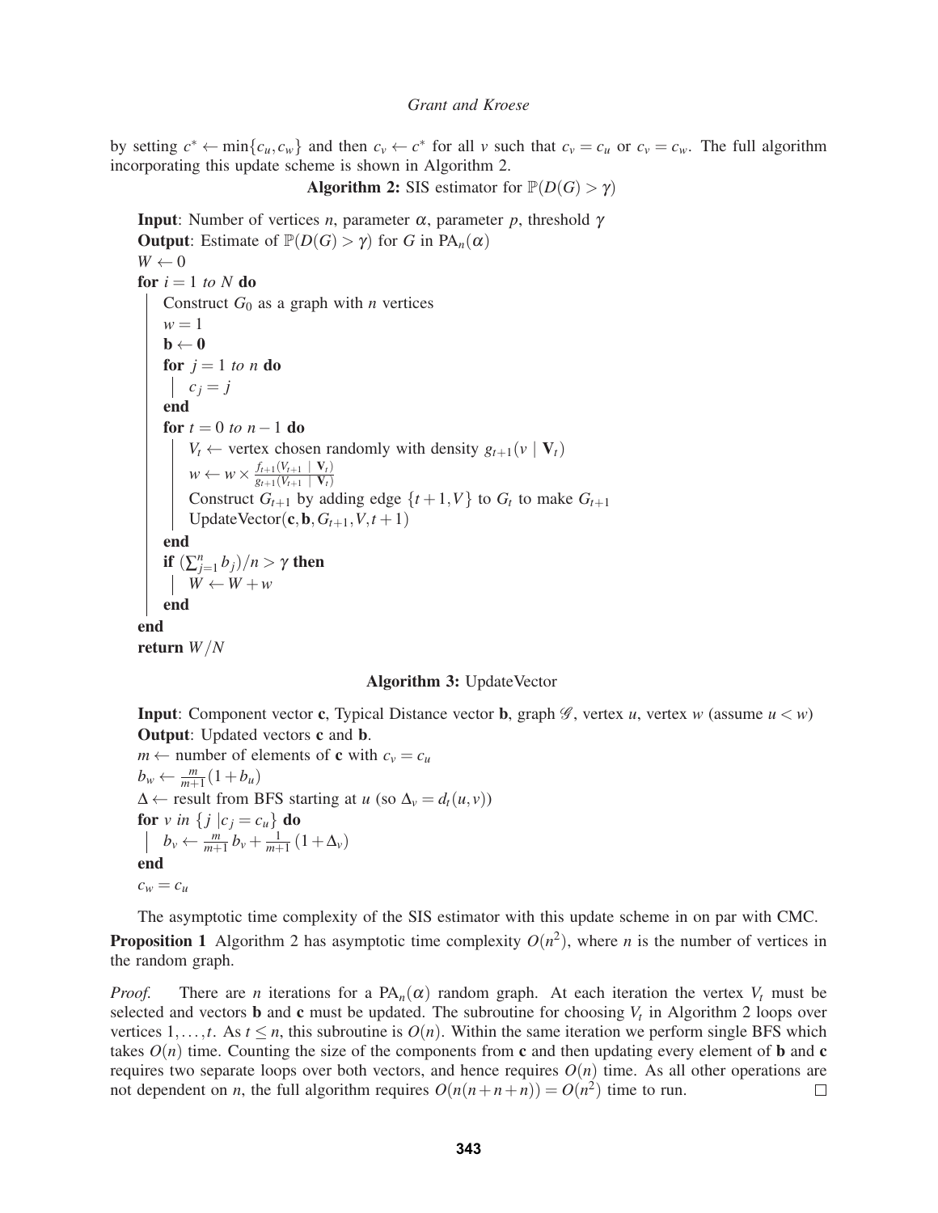by setting $c^* \leftarrow \min\{c_u, c_w\}$ and then $c_v \leftarrow c^*$ for all $v$ such that $c_v = c_u$ or $c_v = c_w$. The full algorithm incorporating this update scheme is shown in Algorithm 2.

**Algorithm 2:** SIS estimator for $\mathbb{P}(D(G) > \gamma)$

```
Input: Number of vertices n, parameter α, parameter p, threshold γ
Output: Estimate of P(D(G) > γ) for G in PA_n(α)
W ← 0
for i = 1 to N do
    Construct G_0 as a graph with n vertices
    w = 1
    b ← 0
    for j = 1 to n do
        c_j = j
    end
    for t = 0 to n − 1 do
        V_t ← vertex chosen randomly with density g_{t+1}(v | V_t)
        w ← w × f_{t+1}(V_{t+1} | V_t) / g_{t+1}(V_{t+1} | V_t)
        Construct G_{t+1} by adding edge {t+1, V} to G_t to make G_{t+1}
        UpdateVector(c, b, G_{t+1}, V, t+1)
    end
    if (Σ_{j=1}^n b_j)/n > γ then
        W ← W + w
    end
end
return W/N
```

**Algorithm 3:** UpdateVector

```
Input: Component vector c, Typical Distance vector b, graph 𝒢, vertex u, vertex w (assume u < w)
Output: Updated vectors c and b.
m ← number of elements of c with c_v = c_u
b_w ← m/(m+1) (1 + b_u)
Δ ← result from BFS starting at u (so Δ_v = d_t(u, v))
for v in {j | c_j = c_u} do
    b_v ← m/(m+1) b_v + 1/(m+1) (1 + Δ_v)
end
c_w = c_u
```

The asymptotic time complexity of the SIS estimator with this update scheme in on par with CMC.

**Proposition 1** Algorithm 2 has asymptotic time complexity $O(n^2)$, where $n$ is the number of vertices in the random graph.

*Proof.* There are $n$ iterations for a $\mathrm{PA}_n(\alpha)$ random graph. At each iteration the vertex $V_t$ must be selected and vectors $\mathbf{b}$ and $\mathbf{c}$ must be updated. The subroutine for choosing $V_t$ in Algorithm 2 loops over vertices $1, \ldots, t$. As $t \leq n$, this subroutine is $O(n)$. Within the same iteration we perform single BFS which takes $O(n)$ time. Counting the size of the components from $\mathbf{c}$ and then updating every element of $\mathbf{b}$ and $\mathbf{c}$ requires two separate loops over both vectors, and hence requires $O(n)$ time. As all other operations are not dependent on $n$, the full algorithm requires $O(n(n+n+n)) = O(n^2)$ time to run. □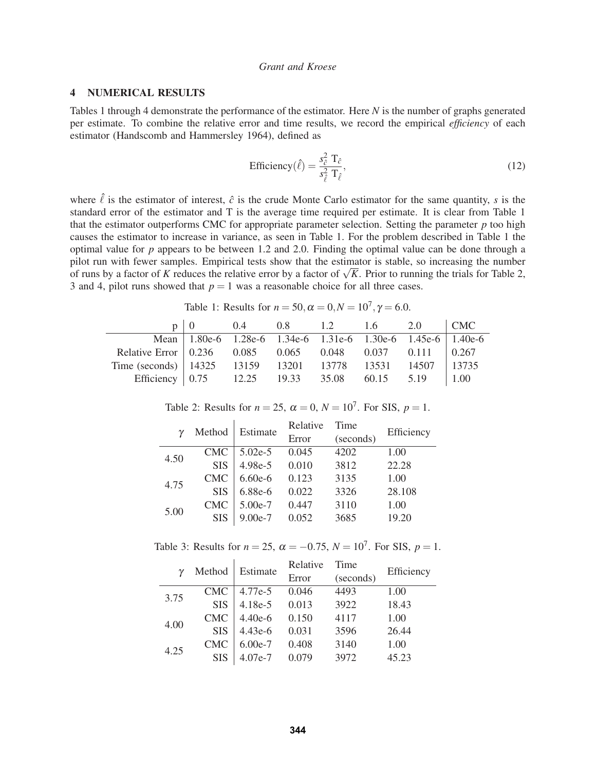## 4 NUMERICAL RESULTS

Tables 1 through 4 demonstrate the performance of the estimator. Here $N$ is the number of graphs generated per estimate. To combine the relative error and time results, we record the empirical *efficiency* of each estimator (Handscomb and Hammersley 1964), defined as

$$\text{Efficiency}(\hat{\ell}) = \frac{s_{\hat{c}}^2 \, \mathrm{T}_{\hat{c}}}{s_{\hat{\ell}}^2 \, \mathrm{T}_{\hat{\ell}}}, \tag{12}$$

where $\hat{\ell}$ is the estimator of interest, $\hat{c}$ is the crude Monte Carlo estimator for the same quantity, $s$ is the standard error of the estimator and T is the average time required per estimate. It is clear from Table 1 that the estimator outperforms CMC for appropriate parameter selection. Setting the parameter $p$ too high causes the estimator to increase in variance, as seen in Table 1. For the problem described in Table 1 the optimal value for $p$ appears to be between 1.2 and 2.0. Finding the optimal value can be done through a pilot run with fewer samples. Empirical tests show that the estimator is stable, so increasing the number of runs by a factor of $K$ reduces the relative error by a factor of $\sqrt{K}$. Prior to running the trials for Table 2, 3 and 4, pilot runs showed that $p = 1$ was a reasonable choice for all three cases.

Table 1: Results for $n = 50, \alpha = 0, N = 10^7, \gamma = 6.0$.

| p | 0 | 0.4 | 0.8 | 1.2 | 1.6 | 2.0 | CMC |
|---|---|---|---|---|---|---|---|
| Mean | 1.80e-6 | 1.28e-6 | 1.34e-6 | 1.31e-6 | 1.30e-6 | 1.45e-6 | 1.40e-6 |
| Relative Error | 0.236 | 0.085 | 0.065 | 0.048 | 0.037 | 0.111 | 0.267 |
| Time (seconds) | 14325 | 13159 | 13201 | 13778 | 13531 | 14507 | 13735 |
| Efficiency | 0.75 | 12.25 | 19.33 | 35.08 | 60.15 | 5.19 | 1.00 |

Table 2: Results for $n = 25$, $\alpha = 0$, $N = 10^7$. For SIS, $p = 1$.

| $\gamma$ | Method | Estimate | Relative Error | Time (seconds) | Efficiency |
|---|---|---|---|---|---|
| 4.50 | CMC | 5.02e-5 | 0.045 | 4202 | 1.00 |
| | SIS | 4.98e-5 | 0.010 | 3812 | 22.28 |
| 4.75 | CMC | 6.60e-6 | 0.123 | 3135 | 1.00 |
| | SIS | 6.88e-6 | 0.022 | 3326 | 28.108 |
| 5.00 | CMC | 5.00e-7 | 0.447 | 3110 | 1.00 |
| | SIS | 9.00e-7 | 0.052 | 3685 | 19.20 |

Table 3: Results for $n = 25$, $\alpha = -0.75$, $N = 10^7$. For SIS, $p = 1$.

| $\gamma$ | Method | Estimate | Relative Error | Time (seconds) | Efficiency |
|---|---|---|---|---|---|
| 3.75 | CMC | 4.77e-5 | 0.046 | 4493 | 1.00 |
| | SIS | 4.18e-5 | 0.013 | 3922 | 18.43 |
| 4.00 | CMC | 4.40e-6 | 0.150 | 4117 | 1.00 |
| | SIS | 4.43e-6 | 0.031 | 3596 | 26.44 |
| 4.25 | CMC | 6.00e-7 | 0.408 | 3140 | 1.00 |
| | SIS | 4.07e-7 | 0.079 | 3972 | 45.23 |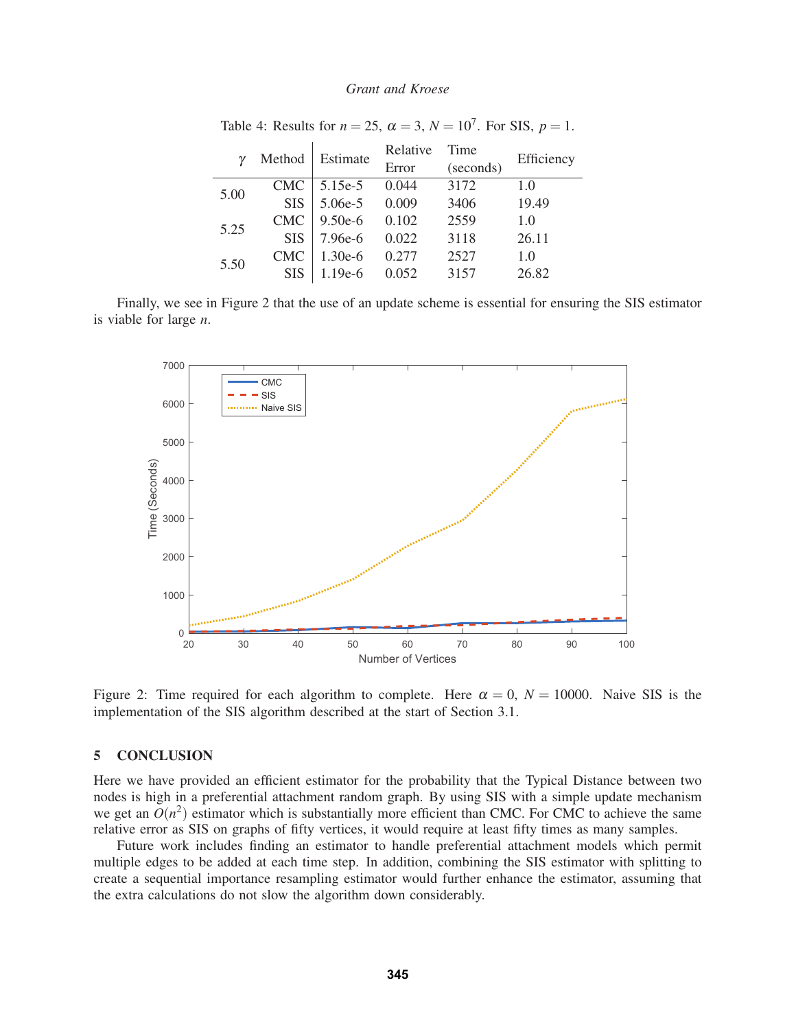Table 4: Results for $n = 25$, $\alpha = 3$, $N = 10^7$. For SIS, $p = 1$.

| $\gamma$ | Method | Estimate | Relative Error | Time (seconds) | Efficiency |
|---|---|---|---|---|---|
| 5.00 | CMC | 5.15e-5 | 0.044 | 3172 | 1.0 |
| | SIS | 5.06e-5 | 0.009 | 3406 | 19.49 |
| 5.25 | CMC | 9.50e-6 | 0.102 | 2559 | 1.0 |
| | SIS | 7.96e-6 | 0.022 | 3118 | 26.11 |
| 5.50 | CMC | 1.30e-6 | 0.277 | 2527 | 1.0 |
| | SIS | 1.19e-6 | 0.052 | 3157 | 26.82 |

Finally, we see in Figure 2 that the use of an update scheme is essential for ensuring the SIS estimator is viable for large $n$.

Figure 2: Time required for each algorithm to complete. Here $\alpha = 0$, $N = 10000$. Naive SIS is the implementation of the SIS algorithm described at the start of Section 3.1.

## 5 CONCLUSION

Here we have provided an efficient estimator for the probability that the Typical Distance between two nodes is high in a preferential attachment random graph. By using SIS with a simple update mechanism we get an $O(n^2)$ estimator which is substantially more efficient than CMC. For CMC to achieve the same relative error as SIS on graphs of fifty vertices, it would require at least fifty times as many samples.

Future work includes finding an estimator to handle preferential attachment models which permit multiple edges to be added at each time step. In addition, combining the SIS estimator with splitting to create a sequential importance resampling estimator would further enhance the estimator, assuming that the extra calculations do not slow the algorithm down considerably.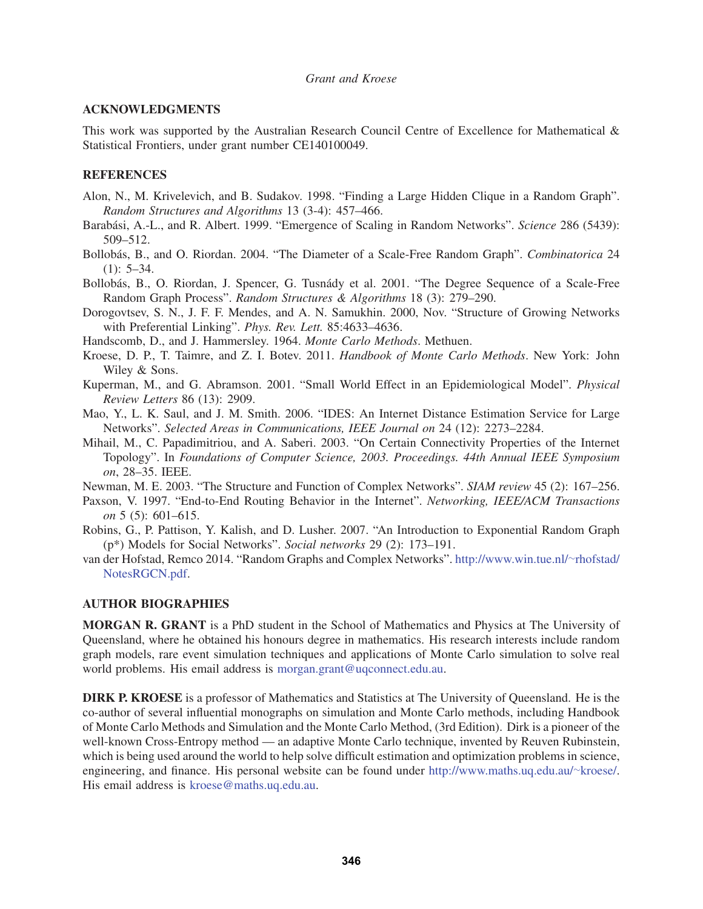## ACKNOWLEDGMENTS

This work was supported by the Australian Research Council Centre of Excellence for Mathematical & Statistical Frontiers, under grant number CE140100049.

## REFERENCES

Alon, N., M. Krivelevich, and B. Sudakov. 1998. "Finding a Large Hidden Clique in a Random Graph". *Random Structures and Algorithms* 13 (3-4): 457–466.

Barabási, A.-L., and R. Albert. 1999. "Emergence of Scaling in Random Networks". *Science* 286 (5439): 509–512.

Bollobás, B., and O. Riordan. 2004. "The Diameter of a Scale-Free Random Graph". *Combinatorica* 24 (1): 5–34.

Bollobás, B., O. Riordan, J. Spencer, G. Tusnády et al. 2001. "The Degree Sequence of a Scale-Free Random Graph Process". *Random Structures & Algorithms* 18 (3): 279–290.

Dorogovtsev, S. N., J. F. F. Mendes, and A. N. Samukhin. 2000, Nov. "Structure of Growing Networks with Preferential Linking". *Phys. Rev. Lett.* 85:4633–4636.

Handscomb, D., and J. Hammersley. 1964. *Monte Carlo Methods*. Methuen.

Kroese, D. P., T. Taimre, and Z. I. Botev. 2011. *Handbook of Monte Carlo Methods*. New York: John Wiley & Sons.

Kuperman, M., and G. Abramson. 2001. "Small World Effect in an Epidemiological Model". *Physical Review Letters* 86 (13): 2909.

Mao, Y., L. K. Saul, and J. M. Smith. 2006. "IDES: An Internet Distance Estimation Service for Large Networks". *Selected Areas in Communications, IEEE Journal on* 24 (12): 2273–2284.

Mihail, M., C. Papadimitriou, and A. Saberi. 2003. "On Certain Connectivity Properties of the Internet Topology". In *Foundations of Computer Science, 2003. Proceedings. 44th Annual IEEE Symposium on*, 28–35. IEEE.

Newman, M. E. 2003. "The Structure and Function of Complex Networks". *SIAM review* 45 (2): 167–256.

Paxson, V. 1997. "End-to-End Routing Behavior in the Internet". *Networking, IEEE/ACM Transactions on* 5 (5): 601–615.

Robins, G., P. Pattison, Y. Kalish, and D. Lusher. 2007. "An Introduction to Exponential Random Graph (p*) Models for Social Networks". *Social networks* 29 (2): 173–191.

van der Hofstad, Remco 2014. "Random Graphs and Complex Networks". http://www.win.tue.nl/~rhofstad/NotesRGCN.pdf.

## AUTHOR BIOGRAPHIES

**MORGAN R. GRANT** is a PhD student in the School of Mathematics and Physics at The University of Queensland, where he obtained his honours degree in mathematics. His research interests include random graph models, rare event simulation techniques and applications of Monte Carlo simulation to solve real world problems. His email address is morgan.grant@uqconnect.edu.au.

**DIRK P. KROESE** is a professor of Mathematics and Statistics at The University of Queensland. He is the co-author of several influential monographs on simulation and Monte Carlo methods, including Handbook of Monte Carlo Methods and Simulation and the Monte Carlo Method, (3rd Edition). Dirk is a pioneer of the well-known Cross-Entropy method — an adaptive Monte Carlo technique, invented by Reuven Rubinstein, which is being used around the world to help solve difficult estimation and optimization problems in science, engineering, and finance. His personal website can be found under http://www.maths.uq.edu.au/~kroese/. His email address is kroese@maths.uq.edu.au.